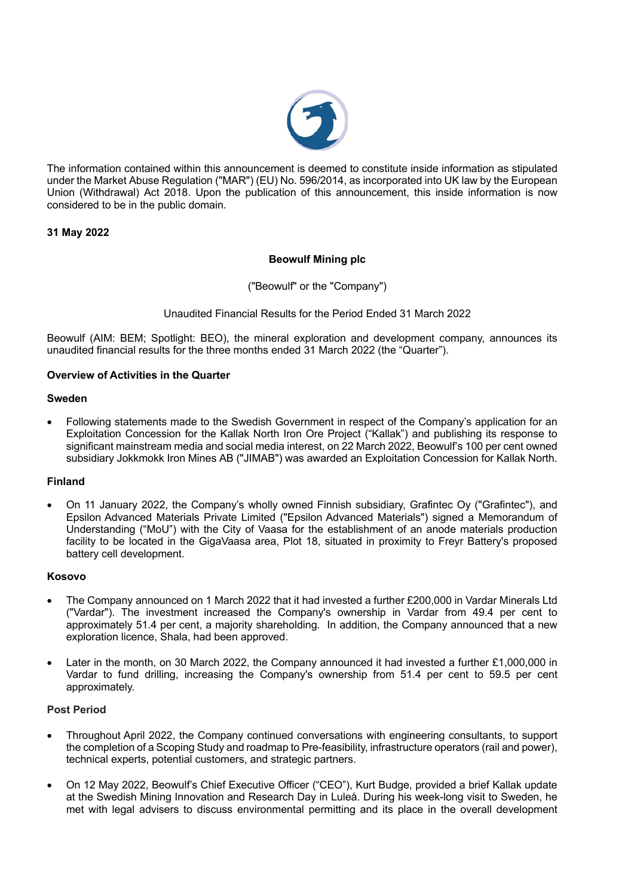The information contained within this announcement is deemed to constitute inside information as stipulated under the Market Abuse Regulation ("MAR") (EU) No. 596/2014, as incorporated into UK law by the European Union (Withdrawal) Act 2018. Upon the publication of this announcement, this inside information is now considered to be in the public domain.

**31 May 2022**

**Beowulf Mining plc**

("Beowulf" or the "Company")

Unaudited Financial Results for the Period Ended 31 March 2022

Beowulf (AIM: BEM; Spotlight: BEO), the mineral exploration and development company, announces its unaudited financial results for the three months ended 31 March 2022 (the "Quarter").

**Overview of Activities in the Quarter**

**Sweden**

- Following statements made to the Swedish Government in respect of the Company's application for an Exploitation Concession for the Kallak North Iron Ore Project ("Kallak") and publishing its response to significant mainstream media and social media interest, on 22 March 2022, Beowulf's 100 per cent owned subsidiary Jokkmokk Iron Mines AB ("JIMAB") was awarded an Exploitation Concession for Kallak North.

**Finland**

- On 11 January 2022, the Company's wholly owned Finnish subsidiary, Grafintec Oy ("Grafintec"), and Epsilon Advanced Materials Private Limited ("Epsilon Advanced Materials") signed a Memorandum of Understanding ("MoU") with the City of Vaasa for the establishment of an anode materials production facility to be located in the GigaVaasa area, Plot 18, situated in proximity to Freyr Battery's proposed battery cell development.

**Kosovo**

- The Company announced on 1 March 2022 that it had invested a further £200,000 in Vardar Minerals Ltd ("Vardar"). The investment increased the Company's ownership in Vardar from 49.4 per cent to approximately 51.4 per cent, a majority shareholding. In addition, the Company announced that a new exploration licence, Shala, had been approved.
- Later in the month, on 30 March 2022, the Company announced it had invested a further £1,000,000 in Vardar to fund drilling, increasing the Company's ownership from 51.4 per cent to 59.5 per cent approximately.

**Post Period**

- Throughout April 2022, the Company continued conversations with engineering consultants, to support the completion of a Scoping Study and roadmap to Pre-feasibility, infrastructure operators (rail and power), technical experts, potential customers, and strategic partners.
- On 12 May 2022, Beowulf's Chief Executive Officer ("CEO"), Kurt Budge, provided a brief Kallak update at the Swedish Mining Innovation and Research Day in Luleå. During his week-long visit to Sweden, he met with legal advisers to discuss environmental permitting and its place in the overall development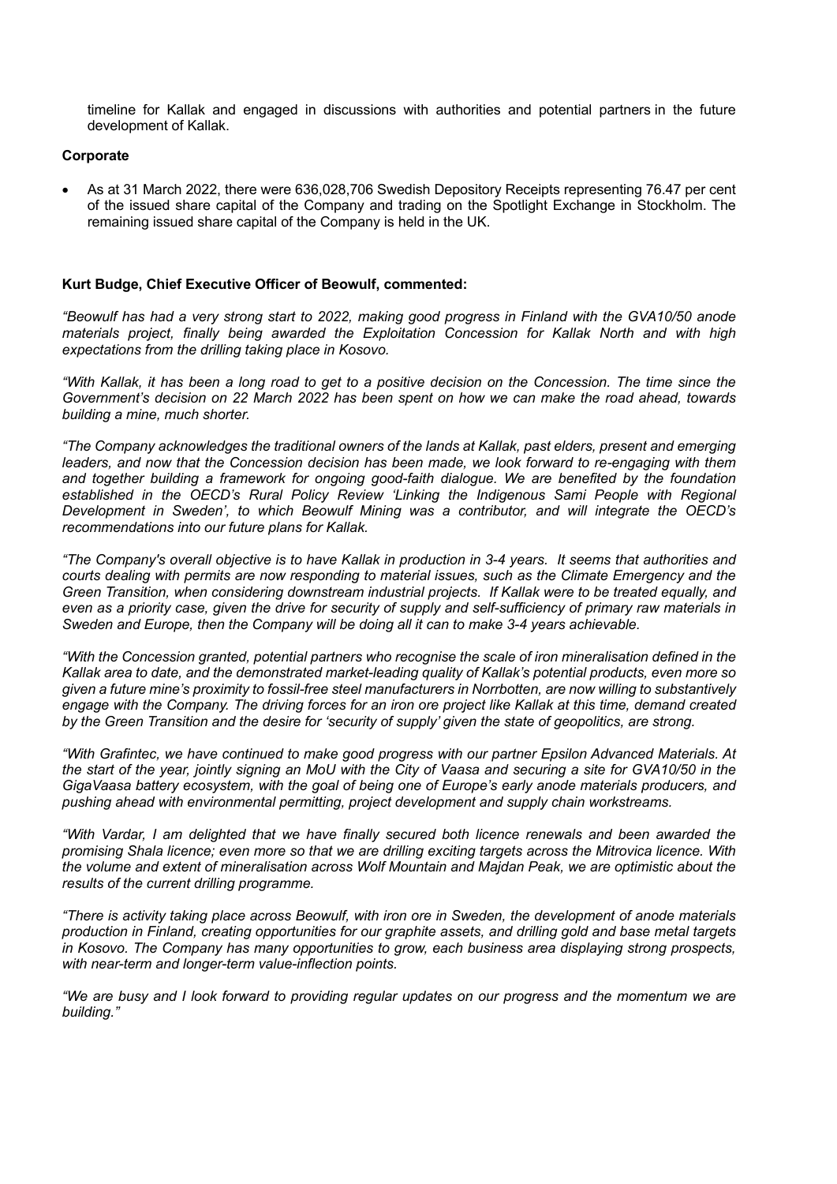timeline for Kallak and engaged in discussions with authorities and potential partners in the future development of Kallak.

**Corporate**

- As at 31 March 2022, there were 636,028,706 Swedish Depository Receipts representing 76.47 per cent of the issued share capital of the Company and trading on the Spotlight Exchange in Stockholm. The remaining issued share capital of the Company is held in the UK.

**Kurt Budge, Chief Executive Officer of Beowulf, commented:**

*"Beowulf has had a very strong start to 2022, making good progress in Finland with the GVA10/50 anode materials project, finally being awarded the Exploitation Concession for Kallak North and with high expectations from the drilling taking place in Kosovo.*

*"With Kallak, it has been a long road to get to a positive decision on the Concession. The time since the Government's decision on 22 March 2022 has been spent on how we can make the road ahead, towards building a mine, much shorter.*

*"The Company acknowledges the traditional owners of the lands at Kallak, past elders, present and emerging leaders, and now that the Concession decision has been made, we look forward to re-engaging with them and together building a framework for ongoing good-faith dialogue. We are benefited by the foundation established in the OECD's Rural Policy Review 'Linking the Indigenous Sami People with Regional Development in Sweden', to which Beowulf Mining was a contributor, and will integrate the OECD's recommendations into our future plans for Kallak.*

*"The Company's overall objective is to have Kallak in production in 3-4 years. It seems that authorities and courts dealing with permits are now responding to material issues, such as the Climate Emergency and the Green Transition, when considering downstream industrial projects. If Kallak were to be treated equally, and even as a priority case, given the drive for security of supply and self-sufficiency of primary raw materials in Sweden and Europe, then the Company will be doing all it can to make 3-4 years achievable.*

*"With the Concession granted, potential partners who recognise the scale of iron mineralisation defined in the Kallak area to date, and the demonstrated market-leading quality of Kallak's potential products, even more so given a future mine's proximity to fossil-free steel manufacturers in Norrbotten, are now willing to substantively engage with the Company. The driving forces for an iron ore project like Kallak at this time, demand created by the Green Transition and the desire for 'security of supply' given the state of geopolitics, are strong.*

*"With Grafintec, we have continued to make good progress with our partner Epsilon Advanced Materials. At the start of the year, jointly signing an MoU with the City of Vaasa and securing a site for GVA10/50 in the GigaVaasa battery ecosystem, with the goal of being one of Europe's early anode materials producers, and pushing ahead with environmental permitting, project development and supply chain workstreams.*

*"With Vardar, I am delighted that we have finally secured both licence renewals and been awarded the promising Shala licence; even more so that we are drilling exciting targets across the Mitrovica licence. With the volume and extent of mineralisation across Wolf Mountain and Majdan Peak, we are optimistic about the results of the current drilling programme.*

*"There is activity taking place across Beowulf, with iron ore in Sweden, the development of anode materials production in Finland, creating opportunities for our graphite assets, and drilling gold and base metal targets in Kosovo. The Company has many opportunities to grow, each business area displaying strong prospects, with near-term and longer-term value-inflection points.*

*"We are busy and I look forward to providing regular updates on our progress and the momentum we are building."*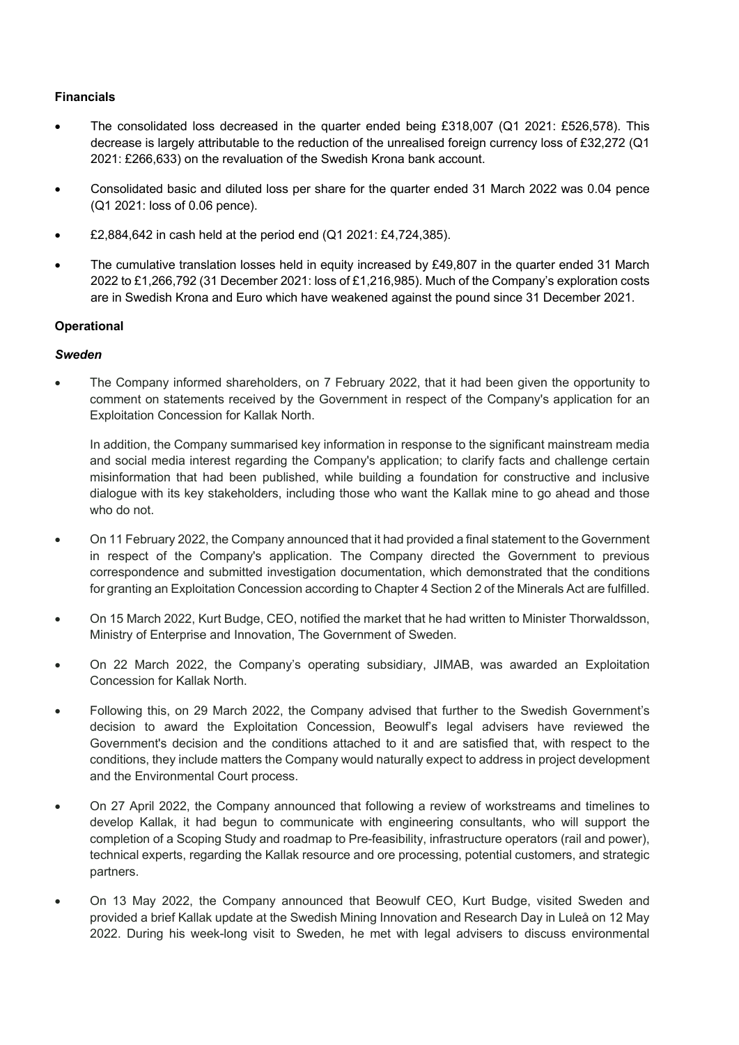**Financials**

- The consolidated loss decreased in the quarter ended being £318,007 (Q1 2021: £526,578). This decrease is largely attributable to the reduction of the unrealised foreign currency loss of £32,272 (Q1 2021: £266,633) on the revaluation of the Swedish Krona bank account.
- Consolidated basic and diluted loss per share for the quarter ended 31 March 2022 was 0.04 pence (Q1 2021: loss of 0.06 pence).
- £2,884,642 in cash held at the period end (Q1 2021: £4,724,385).
- The cumulative translation losses held in equity increased by £49,807 in the quarter ended 31 March 2022 to £1,266,792 (31 December 2021: loss of £1,216,985). Much of the Company's exploration costs are in Swedish Krona and Euro which have weakened against the pound since 31 December 2021.

**Operational**

***Sweden***

- The Company informed shareholders, on 7 February 2022, that it had been given the opportunity to comment on statements received by the Government in respect of the Company's application for an Exploitation Concession for Kallak North.

  In addition, the Company summarised key information in response to the significant mainstream media and social media interest regarding the Company's application; to clarify facts and challenge certain misinformation that had been published, while building a foundation for constructive and inclusive dialogue with its key stakeholders, including those who want the Kallak mine to go ahead and those who do not.

- On 11 February 2022, the Company announced that it had provided a final statement to the Government in respect of the Company's application. The Company directed the Government to previous correspondence and submitted investigation documentation, which demonstrated that the conditions for granting an Exploitation Concession according to Chapter 4 Section 2 of the Minerals Act are fulfilled.
- On 15 March 2022, Kurt Budge, CEO, notified the market that he had written to Minister Thorwaldsson, Ministry of Enterprise and Innovation, The Government of Sweden.
- On 22 March 2022, the Company's operating subsidiary, JIMAB, was awarded an Exploitation Concession for Kallak North.
- Following this, on 29 March 2022, the Company advised that further to the Swedish Government's decision to award the Exploitation Concession, Beowulf's legal advisers have reviewed the Government's decision and the conditions attached to it and are satisfied that, with respect to the conditions, they include matters the Company would naturally expect to address in project development and the Environmental Court process.
- On 27 April 2022, the Company announced that following a review of workstreams and timelines to develop Kallak, it had begun to communicate with engineering consultants, who will support the completion of a Scoping Study and roadmap to Pre-feasibility, infrastructure operators (rail and power), technical experts, regarding the Kallak resource and ore processing, potential customers, and strategic partners.
- On 13 May 2022, the Company announced that Beowulf CEO, Kurt Budge, visited Sweden and provided a brief Kallak update at the Swedish Mining Innovation and Research Day in Luleå on 12 May 2022. During his week-long visit to Sweden, he met with legal advisers to discuss environmental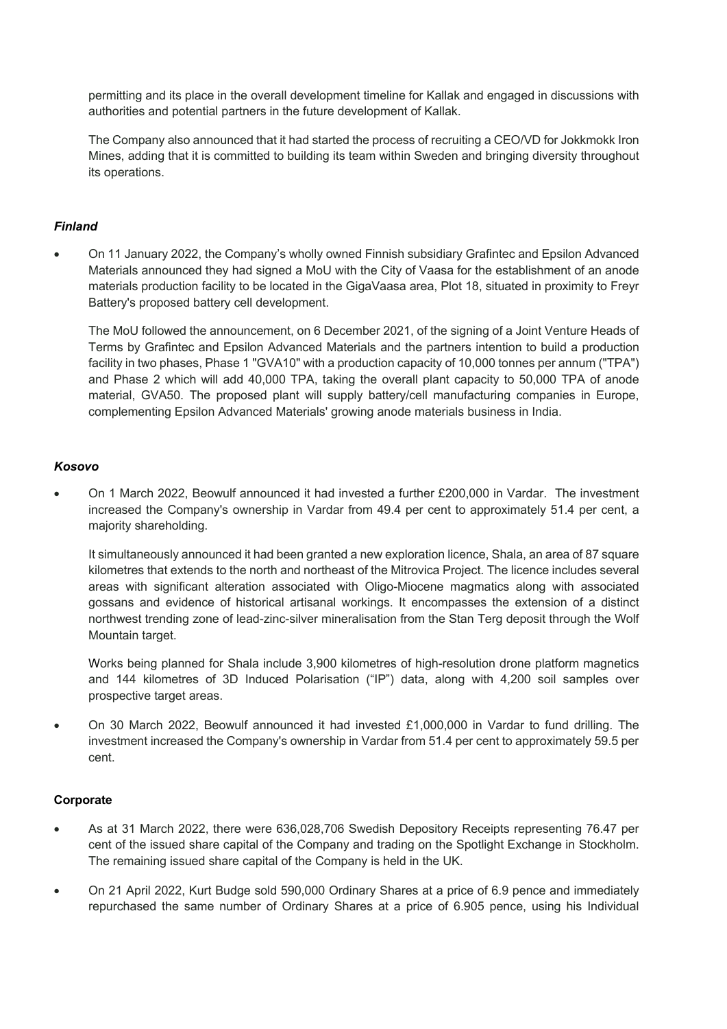permitting and its place in the overall development timeline for Kallak and engaged in discussions with authorities and potential partners in the future development of Kallak.

The Company also announced that it had started the process of recruiting a CEO/VD for Jokkmokk Iron Mines, adding that it is committed to building its team within Sweden and bringing diversity throughout its operations.

### *Finland*

- On 11 January 2022, the Company's wholly owned Finnish subsidiary Grafintec and Epsilon Advanced Materials announced they had signed a MoU with the City of Vaasa for the establishment of an anode materials production facility to be located in the GigaVaasa area, Plot 18, situated in proximity to Freyr Battery's proposed battery cell development.

  The MoU followed the announcement, on 6 December 2021, of the signing of a Joint Venture Heads of Terms by Grafintec and Epsilon Advanced Materials and the partners intention to build a production facility in two phases, Phase 1 "GVA10" with a production capacity of 10,000 tonnes per annum ("TPA") and Phase 2 which will add 40,000 TPA, taking the overall plant capacity to 50,000 TPA of anode material, GVA50. The proposed plant will supply battery/cell manufacturing companies in Europe, complementing Epsilon Advanced Materials' growing anode materials business in India.

### *Kosovo*

- On 1 March 2022, Beowulf announced it had invested a further £200,000 in Vardar. The investment increased the Company's ownership in Vardar from 49.4 per cent to approximately 51.4 per cent, a majority shareholding.

  It simultaneously announced it had been granted a new exploration licence, Shala, an area of 87 square kilometres that extends to the north and northeast of the Mitrovica Project. The licence includes several areas with significant alteration associated with Oligo-Miocene magmatics along with associated gossans and evidence of historical artisanal workings. It encompasses the extension of a distinct northwest trending zone of lead-zinc-silver mineralisation from the Stan Terg deposit through the Wolf Mountain target.

  Works being planned for Shala include 3,900 kilometres of high-resolution drone platform magnetics and 144 kilometres of 3D Induced Polarisation ("IP") data, along with 4,200 soil samples over prospective target areas.

- On 30 March 2022, Beowulf announced it had invested £1,000,000 in Vardar to fund drilling. The investment increased the Company's ownership in Vardar from 51.4 per cent to approximately 59.5 per cent.

### **Corporate**

- As at 31 March 2022, there were 636,028,706 Swedish Depository Receipts representing 76.47 per cent of the issued share capital of the Company and trading on the Spotlight Exchange in Stockholm. The remaining issued share capital of the Company is held in the UK.
- On 21 April 2022, Kurt Budge sold 590,000 Ordinary Shares at a price of 6.9 pence and immediately repurchased the same number of Ordinary Shares at a price of 6.905 pence, using his Individual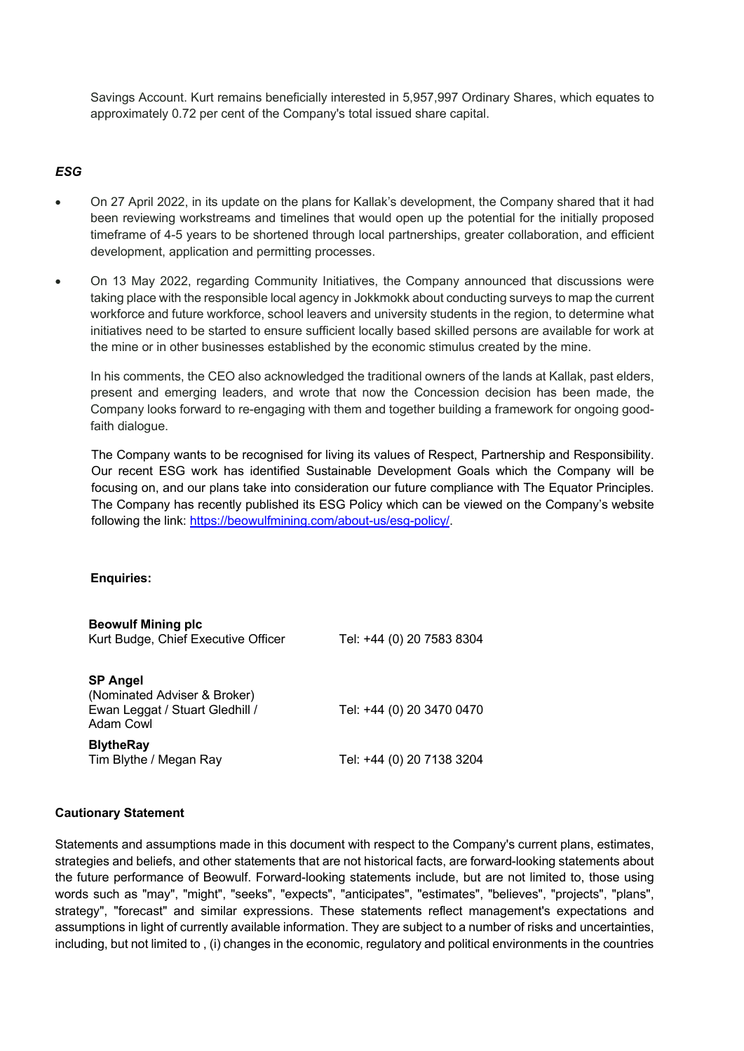Savings Account. Kurt remains beneficially interested in 5,957,997 Ordinary Shares, which equates to approximately 0.72 per cent of the Company's total issued share capital.

### *ESG*

- On 27 April 2022, in its update on the plans for Kallak's development, the Company shared that it had been reviewing workstreams and timelines that would open up the potential for the initially proposed timeframe of 4-5 years to be shortened through local partnerships, greater collaboration, and efficient development, application and permitting processes.
- On 13 May 2022, regarding Community Initiatives, the Company announced that discussions were taking place with the responsible local agency in Jokkmokk about conducting surveys to map the current workforce and future workforce, school leavers and university students in the region, to determine what initiatives need to be started to ensure sufficient locally based skilled persons are available for work at the mine or in other businesses established by the economic stimulus created by the mine.

  In his comments, the CEO also acknowledged the traditional owners of the lands at Kallak, past elders, present and emerging leaders, and wrote that now the Concession decision has been made, the Company looks forward to re-engaging with them and together building a framework for ongoing good-faith dialogue.

  The Company wants to be recognised for living its values of Respect, Partnership and Responsibility. Our recent ESG work has identified Sustainable Development Goals which the Company will be focusing on, and our plans take into consideration our future compliance with The Equator Principles. The Company has recently published its ESG Policy which can be viewed on the Company's website following the link: [https://beowulfmining.com/about-us/esg-policy/](https://beowulfmining.com/about-us/esg-policy/).

**Enquiries:**

| | |
|---|---|
| **Beowulf Mining plc**<br>Kurt Budge, Chief Executive Officer | Tel: +44 (0) 20 7583 8304 |
| **SP Angel**<br>(Nominated Adviser & Broker)<br>Ewan Leggat / Stuart Gledhill / Adam Cowl | Tel: +44 (0) 20 3470 0470 |
| **BlytheRay**<br>Tim Blythe / Megan Ray | Tel: +44 (0) 20 7138 3204 |

**Cautionary Statement**

Statements and assumptions made in this document with respect to the Company's current plans, estimates, strategies and beliefs, and other statements that are not historical facts, are forward-looking statements about the future performance of Beowulf. Forward-looking statements include, but are not limited to, those using words such as "may", "might", "seeks", "expects", "anticipates", "estimates", "believes", "projects", "plans", strategy", "forecast" and similar expressions. These statements reflect management's expectations and assumptions in light of currently available information. They are subject to a number of risks and uncertainties, including, but not limited to , (i) changes in the economic, regulatory and political environments in the countries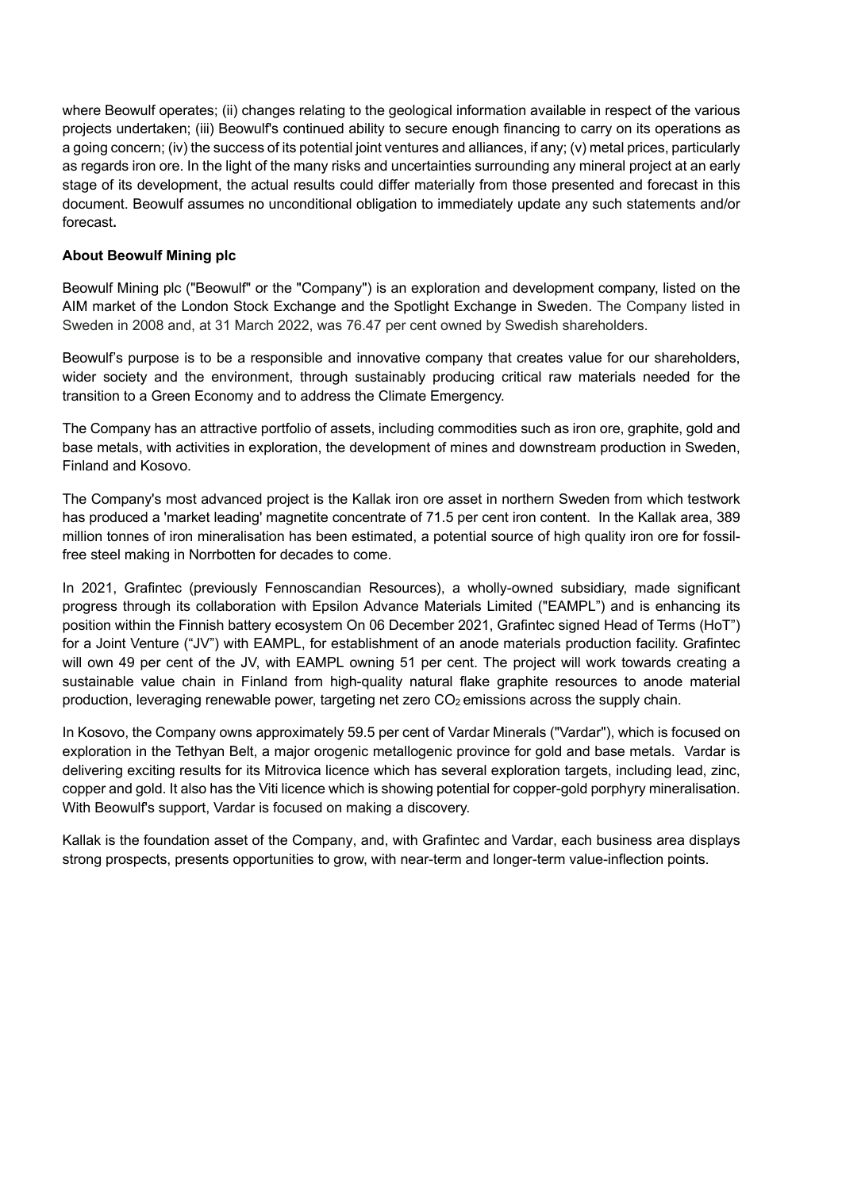where Beowulf operates; (ii) changes relating to the geological information available in respect of the various projects undertaken; (iii) Beowulf's continued ability to secure enough financing to carry on its operations as a going concern; (iv) the success of its potential joint ventures and alliances, if any; (v) metal prices, particularly as regards iron ore. In the light of the many risks and uncertainties surrounding any mineral project at an early stage of its development, the actual results could differ materially from those presented and forecast in this document. Beowulf assumes no unconditional obligation to immediately update any such statements and/or forecast**.**

**About Beowulf Mining plc**

Beowulf Mining plc ("Beowulf" or the "Company") is an exploration and development company, listed on the AIM market of the London Stock Exchange and the Spotlight Exchange in Sweden. The Company listed in Sweden in 2008 and, at 31 March 2022, was 76.47 per cent owned by Swedish shareholders.

Beowulf's purpose is to be a responsible and innovative company that creates value for our shareholders, wider society and the environment, through sustainably producing critical raw materials needed for the transition to a Green Economy and to address the Climate Emergency.

The Company has an attractive portfolio of assets, including commodities such as iron ore, graphite, gold and base metals, with activities in exploration, the development of mines and downstream production in Sweden, Finland and Kosovo.

The Company's most advanced project is the Kallak iron ore asset in northern Sweden from which testwork has produced a 'market leading' magnetite concentrate of 71.5 per cent iron content. In the Kallak area, 389 million tonnes of iron mineralisation has been estimated, a potential source of high quality iron ore for fossil-free steel making in Norrbotten for decades to come.

In 2021, Grafintec (previously Fennoscandian Resources), a wholly-owned subsidiary, made significant progress through its collaboration with Epsilon Advance Materials Limited ("EAMPL") and is enhancing its position within the Finnish battery ecosystem On 06 December 2021, Grafintec signed Head of Terms (HoT") for a Joint Venture ("JV") with EAMPL, for establishment of an anode materials production facility. Grafintec will own 49 per cent of the JV, with EAMPL owning 51 per cent. The project will work towards creating a sustainable value chain in Finland from high-quality natural flake graphite resources to anode material production, leveraging renewable power, targeting net zero $CO_2$ emissions across the supply chain.

In Kosovo, the Company owns approximately 59.5 per cent of Vardar Minerals ("Vardar"), which is focused on exploration in the Tethyan Belt, a major orogenic metallogenic province for gold and base metals. Vardar is delivering exciting results for its Mitrovica licence which has several exploration targets, including lead, zinc, copper and gold. It also has the Viti licence which is showing potential for copper-gold porphyry mineralisation. With Beowulf's support, Vardar is focused on making a discovery.

Kallak is the foundation asset of the Company, and, with Grafintec and Vardar, each business area displays strong prospects, presents opportunities to grow, with near-term and longer-term value-inflection points.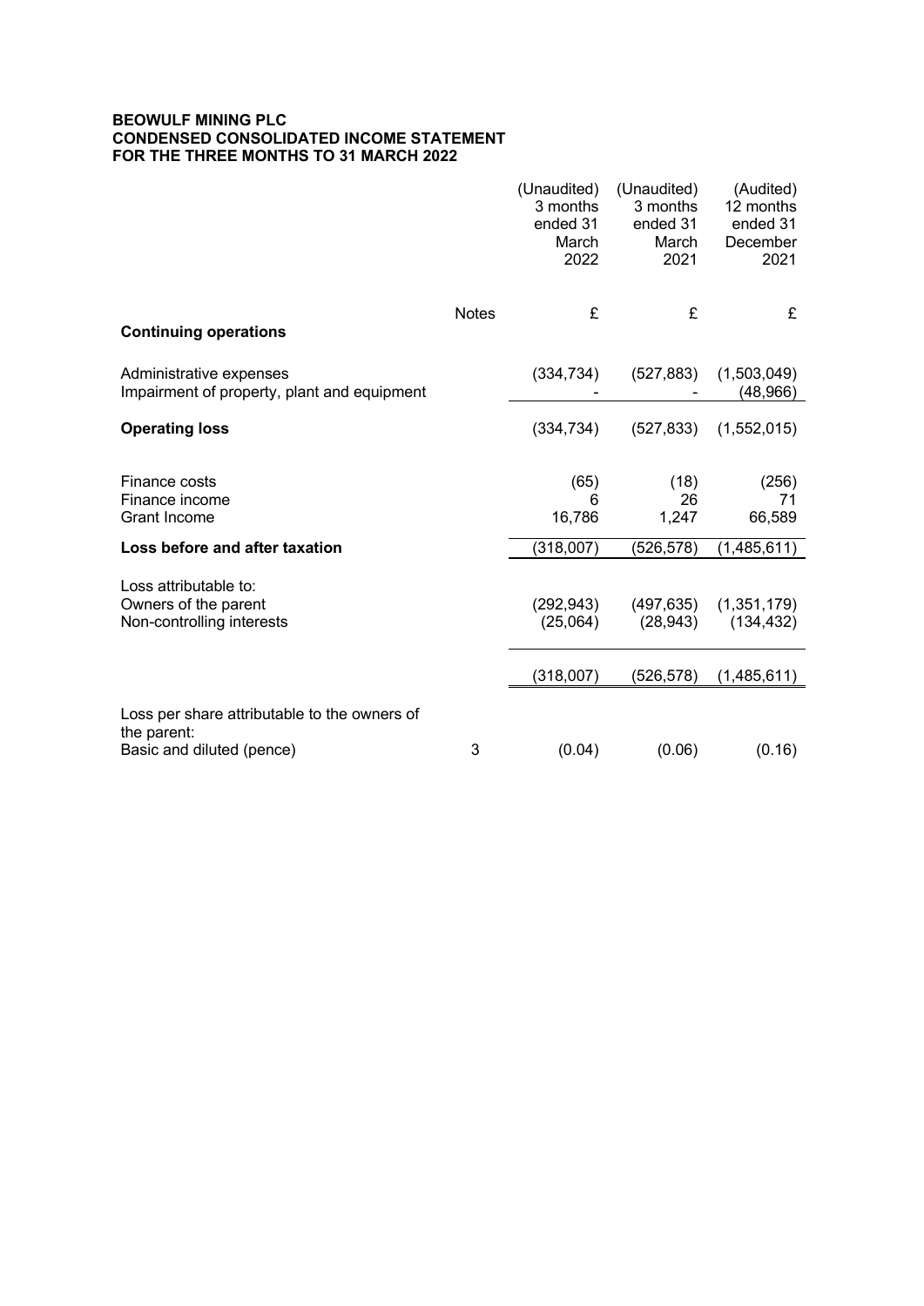**BEOWULF MINING PLC**
**CONDENSED CONSOLIDATED INCOME STATEMENT**
**FOR THE THREE MONTHS TO 31 MARCH 2022**

| | Notes | (Unaudited) 3 months ended 31 March 2022 | (Unaudited) 3 months ended 31 March 2021 | (Audited) 12 months ended 31 December 2021 |
|---|---|---|---|---|
| | | £ | £ | £ |
| **Continuing operations** | | | | |
| Administrative expenses | | (334,734) | (527,883) | (1,503,049) |
| Impairment of property, plant and equipment | | - | - | (48,966) |
| **Operating loss** | | (334,734) | (527,833) | (1,552,015) |
| Finance costs | | (65) | (18) | (256) |
| Finance income | | 6 | 26 | 71 |
| Grant Income | | 16,786 | 1,247 | 66,589 |
| **Loss before and after taxation** | | (318,007) | (526,578) | (1,485,611) |
| Loss attributable to: | | | | |
| Owners of the parent | | (292,943) | (497,635) | (1,351,179) |
| Non-controlling interests | | (25,064) | (28,943) | (134,432) |
| | | (318,007) | (526,578) | (1,485,611) |
| Loss per share attributable to the owners of the parent: | | | | |
| Basic and diluted (pence) | 3 | (0.04) | (0.06) | (0.16) |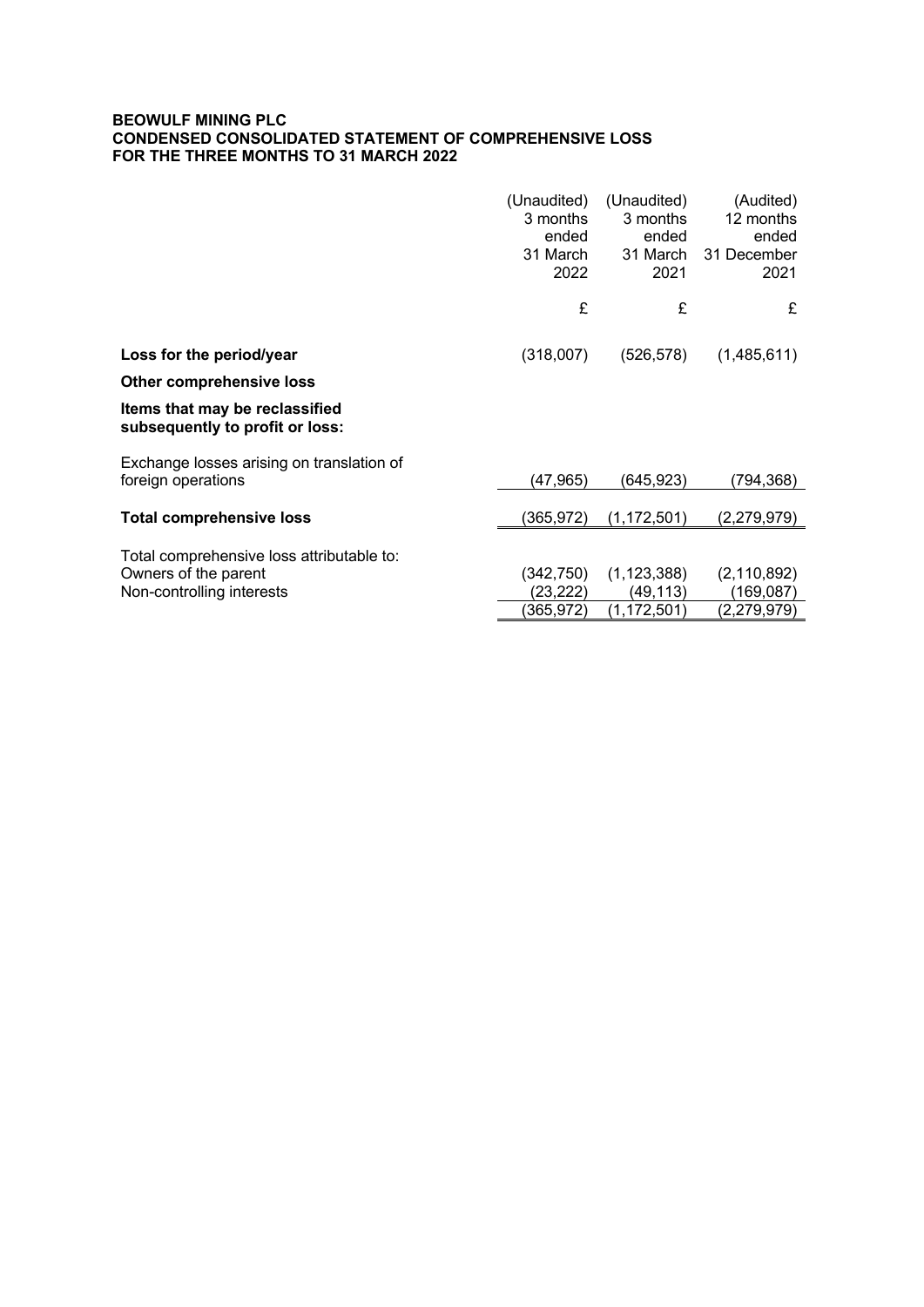**BEOWULF MINING PLC**
**CONDENSED CONSOLIDATED STATEMENT OF COMPREHENSIVE LOSS**
**FOR THE THREE MONTHS TO 31 MARCH 2022**

| | (Unaudited) 3 months ended 31 March 2022 | (Unaudited) 3 months ended 31 March 2021 | (Audited) 12 months ended 31 December 2021 |
|---|---|---|---|
| | £ | £ | £ |
| **Loss for the period/year** | (318,007) | (526,578) | (1,485,611) |
| **Other comprehensive loss** | | | |
| **Items that may be reclassified subsequently to profit or loss:** | | | |
| Exchange losses arising on translation of foreign operations | (47,965) | (645,923) | (794,368) |
| **Total comprehensive loss** | (365,972) | (1,172,501) | (2,279,979) |
| Total comprehensive loss attributable to: | | | |
| Owners of the parent | (342,750) | (1,123,388) | (2,110,892) |
| Non-controlling interests | (23,222) | (49,113) | (169,087) |
| | (365,972) | (1,172,501) | (2,279,979) |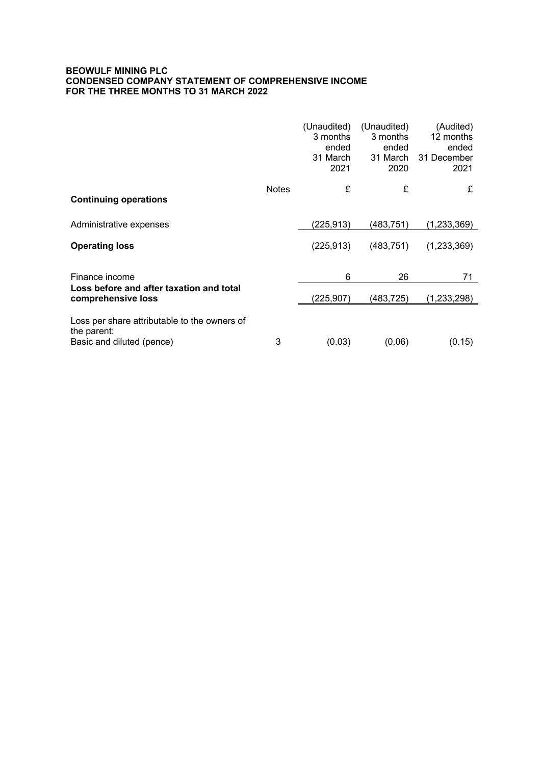**BEOWULF MINING PLC**
**CONDENSED COMPANY STATEMENT OF COMPREHENSIVE INCOME**
**FOR THE THREE MONTHS TO 31 MARCH 2022**

| | Notes | (Unaudited) 3 months ended 31 March 2021 | (Unaudited) 3 months ended 31 March 2020 | (Audited) 12 months ended 31 December 2021 |
|---|---|---|---|---|
| | | £ | £ | £ |
| **Continuing operations** | | | | |
| Administrative expenses | | (225,913) | (483,751) | (1,233,369) |
| **Operating loss** | | (225,913) | (483,751) | (1,233,369) |
| Finance income | | 6 | 26 | 71 |
| **Loss before and after taxation and total comprehensive loss** | | (225,907) | (483,725) | (1,233,298) |
| Loss per share attributable to the owners of the parent: Basic and diluted (pence) | 3 | (0.03) | (0.06) | (0.15) |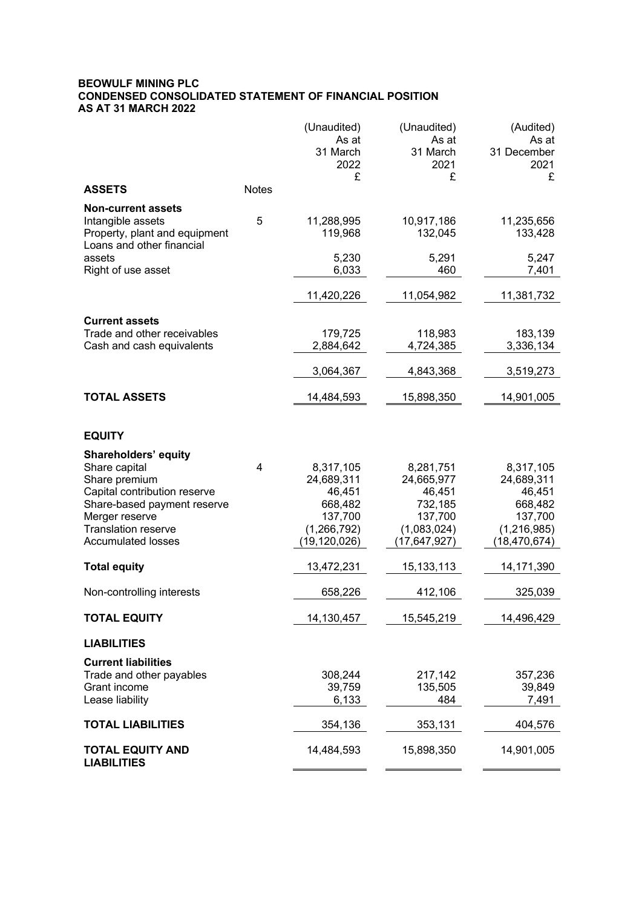**BEOWULF MINING PLC**
**CONDENSED CONSOLIDATED STATEMENT OF FINANCIAL POSITION**
**AS AT 31 MARCH 2022**

| | Notes | (Unaudited) As at 31 March 2022 £ | (Unaudited) As at 31 March 2021 £ | (Audited) As at 31 December 2021 £ |
|---|---|---|---|---|
| **ASSETS** | | | | |
| **Non-current assets** | | | | |
| Intangible assets | 5 | 11,288,995 | 10,917,186 | 11,235,656 |
| Property, plant and equipment | | 119,968 | 132,045 | 133,428 |
| Loans and other financial assets | | 5,230 | 5,291 | 5,247 |
| Right of use asset | | 6,033 | 460 | 7,401 |
| | | 11,420,226 | 11,054,982 | 11,381,732 |
| **Current assets** | | | | |
| Trade and other receivables | | 179,725 | 118,983 | 183,139 |
| Cash and cash equivalents | | 2,884,642 | 4,724,385 | 3,336,134 |
| | | 3,064,367 | 4,843,368 | 3,519,273 |
| **TOTAL ASSETS** | | 14,484,593 | 15,898,350 | 14,901,005 |
| **EQUITY** | | | | |
| **Shareholders' equity** | | | | |
| Share capital | 4 | 8,317,105 | 8,281,751 | 8,317,105 |
| Share premium | | 24,689,311 | 24,665,977 | 24,689,311 |
| Capital contribution reserve | | 46,451 | 46,451 | 46,451 |
| Share-based payment reserve | | 668,482 | 732,185 | 668,482 |
| Merger reserve | | 137,700 | 137,700 | 137,700 |
| Translation reserve | | (1,266,792) | (1,083,024) | (1,216,985) |
| Accumulated losses | | (19,120,026) | (17,647,927) | (18,470,674) |
| **Total equity** | | 13,472,231 | 15,133,113 | 14,171,390 |
| Non-controlling interests | | 658,226 | 412,106 | 325,039 |
| **TOTAL EQUITY** | | 14,130,457 | 15,545,219 | 14,496,429 |
| **LIABILITIES** | | | | |
| **Current liabilities** | | | | |
| Trade and other payables | | 308,244 | 217,142 | 357,236 |
| Grant income | | 39,759 | 135,505 | 39,849 |
| Lease liability | | 6,133 | 484 | 7,491 |
| **TOTAL LIABILITIES** | | 354,136 | 353,131 | 404,576 |
| **TOTAL EQUITY AND LIABILITIES** | | 14,484,593 | 15,898,350 | 14,901,005 |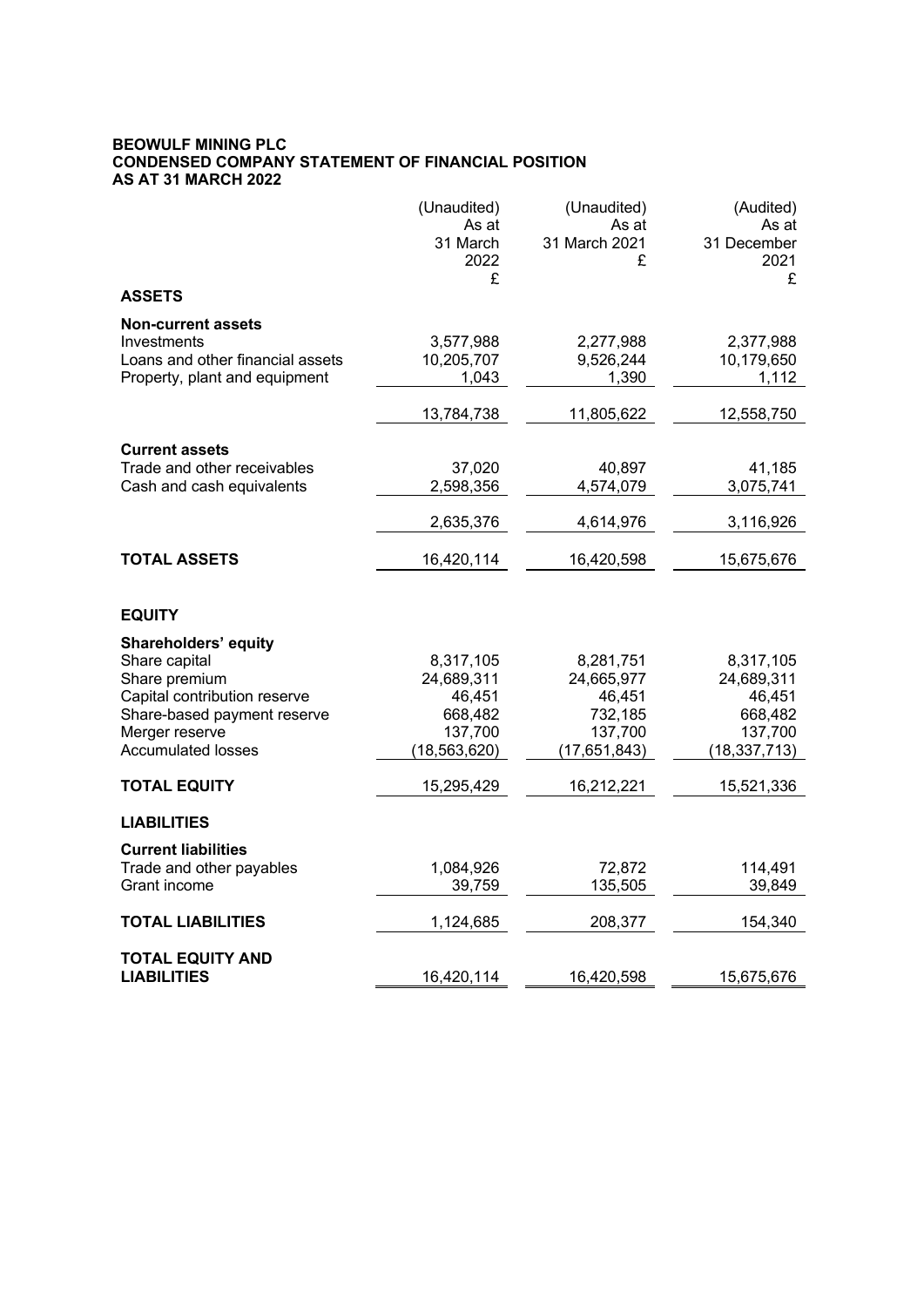**BEOWULF MINING PLC**
**CONDENSED COMPANY STATEMENT OF FINANCIAL POSITION**
**AS AT 31 MARCH 2022**

| | (Unaudited) As at 31 March 2022 £ | (Unaudited) As at 31 March 2021 £ | (Audited) As at 31 December 2021 £ |
|---|---|---|---|
| **ASSETS** | | | |
| **Non-current assets** | | | |
| Investments | 3,577,988 | 2,277,988 | 2,377,988 |
| Loans and other financial assets | 10,205,707 | 9,526,244 | 10,179,650 |
| Property, plant and equipment | 1,043 | 1,390 | 1,112 |
| | 13,784,738 | 11,805,622 | 12,558,750 |
| **Current assets** | | | |
| Trade and other receivables | 37,020 | 40,897 | 41,185 |
| Cash and cash equivalents | 2,598,356 | 4,574,079 | 3,075,741 |
| | 2,635,376 | 4,614,976 | 3,116,926 |
| **TOTAL ASSETS** | 16,420,114 | 16,420,598 | 15,675,676 |
| **EQUITY** | | | |
| **Shareholders' equity** | | | |
| Share capital | 8,317,105 | 8,281,751 | 8,317,105 |
| Share premium | 24,689,311 | 24,665,977 | 24,689,311 |
| Capital contribution reserve | 46,451 | 46,451 | 46,451 |
| Share-based payment reserve | 668,482 | 732,185 | 668,482 |
| Merger reserve | 137,700 | 137,700 | 137,700 |
| Accumulated losses | (18,563,620) | (17,651,843) | (18,337,713) |
| **TOTAL EQUITY** | 15,295,429 | 16,212,221 | 15,521,336 |
| **LIABILITIES** | | | |
| **Current liabilities** | | | |
| Trade and other payables | 1,084,926 | 72,872 | 114,491 |
| Grant income | 39,759 | 135,505 | 39,849 |
| **TOTAL LIABILITIES** | 1,124,685 | 208,377 | 154,340 |
| **TOTAL EQUITY AND LIABILITIES** | 16,420,114 | 16,420,598 | 15,675,676 |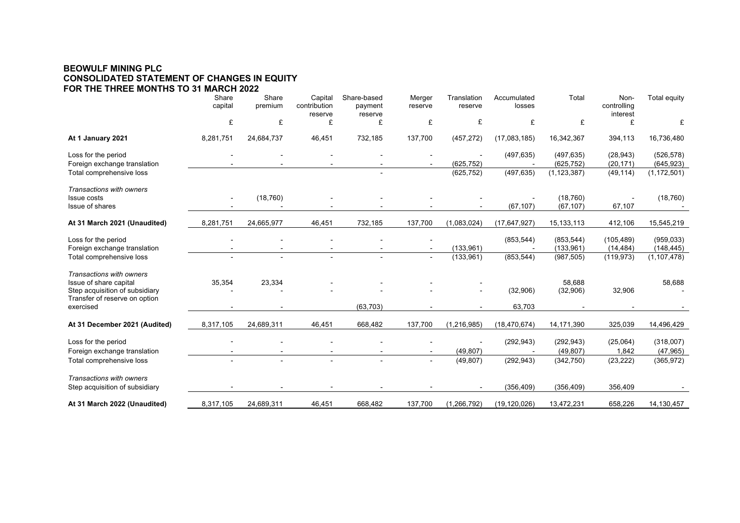# BEOWULF MINING PLC
## CONSOLIDATED STATEMENT OF CHANGES IN EQUITY
## FOR THE THREE MONTHS TO 31 MARCH 2022

| | Share capital | Share premium | Capital contribution reserve | Share-based payment reserve | Merger reserve | Translation reserve | Accumulated losses | Total | Non-controlling interest | Total equity |
|---|---|---|---|---|---|---|---|---|---|---|
| | £ | £ | £ | £ | £ | £ | £ | £ | £ | £ |
| **At 1 January 2021** | 8,281,751 | 24,684,737 | 46,451 | 732,185 | 137,700 | (457,272) | (17,083,185) | 16,342,367 | 394,113 | 16,736,480 |
| Loss for the period | - | - | - | - | - | - | (497,635) | (497,635) | (28,943) | (526,578) |
| Foreign exchange translation | - | - | - | - | - | (625,752) | - | (625,752) | (20,171) | (645,923) |
| Total comprehensive loss | | | | - | | (625,752) | (497,635) | (1,123,387) | (49,114) | (1,172,501) |
| *Transactions with owners* | | | | | | | | | | |
| Issue costs | - | (18,760) | - | - | - | - | - | (18,760) | - | (18,760) |
| Issue of shares | - | - | - | - | - | - | (67,107) | (67,107) | 67,107 | - |
| **At 31 March 2021 (Unaudited)** | 8,281,751 | 24,665,977 | 46,451 | 732,185 | 137,700 | (1,083,024) | (17,647,927) | 15,133,113 | 412,106 | 15,545,219 |
| Loss for the period | - | - | - | - | - | | (853,544) | (853,544) | (105,489) | (959,033) |
| Foreign exchange translation | - | - | - | - | - | (133,961) | - | (133,961) | (14,484) | (148,445) |
| Total comprehensive loss | - | - | - | - | - | (133,961) | (853,544) | (987,505) | (119,973) | (1,107,478) |
| *Transactions with owners* | | | | | | | | | | |
| Issue of share capital | 35,354 | 23,334 | - | - | - | - | | 58,688 | | 58,688 |
| Step acquisition of subsidiary | - | - | - | - | - | - | (32,906) | (32,906) | 32,906 | - |
| Transfer of reserve on option exercised | - | - | | (63,703) | - | - | 63,703 | - | - | - |
| **At 31 December 2021 (Audited)** | 8,317,105 | 24,689,311 | 46,451 | 668,482 | 137,700 | (1,216,985) | (18,470,674) | 14,171,390 | 325,039 | 14,496,429 |
| Loss for the period | - | - | - | - | - | - | (292,943) | (292,943) | (25,064) | (318,007) |
| Foreign exchange translation | - | - | - | - | - | (49,807) | - | (49,807) | 1,842 | (47,965) |
| Total comprehensive loss | - | - | - | - | - | (49,807) | (292,943) | (342,750) | (23,222) | (365,972) |
| *Transactions with owners* | | | | | | | | | | |
| Step acquisition of subsidiary | - | - | - | - | - | - | (356,409) | (356,409) | 356,409 | - |
| **At 31 March 2022 (Unaudited)** | 8,317,105 | 24,689,311 | 46,451 | 668,482 | 137,700 | (1,266,792) | (19,120,026) | 13,472,231 | 658,226 | 14,130,457 |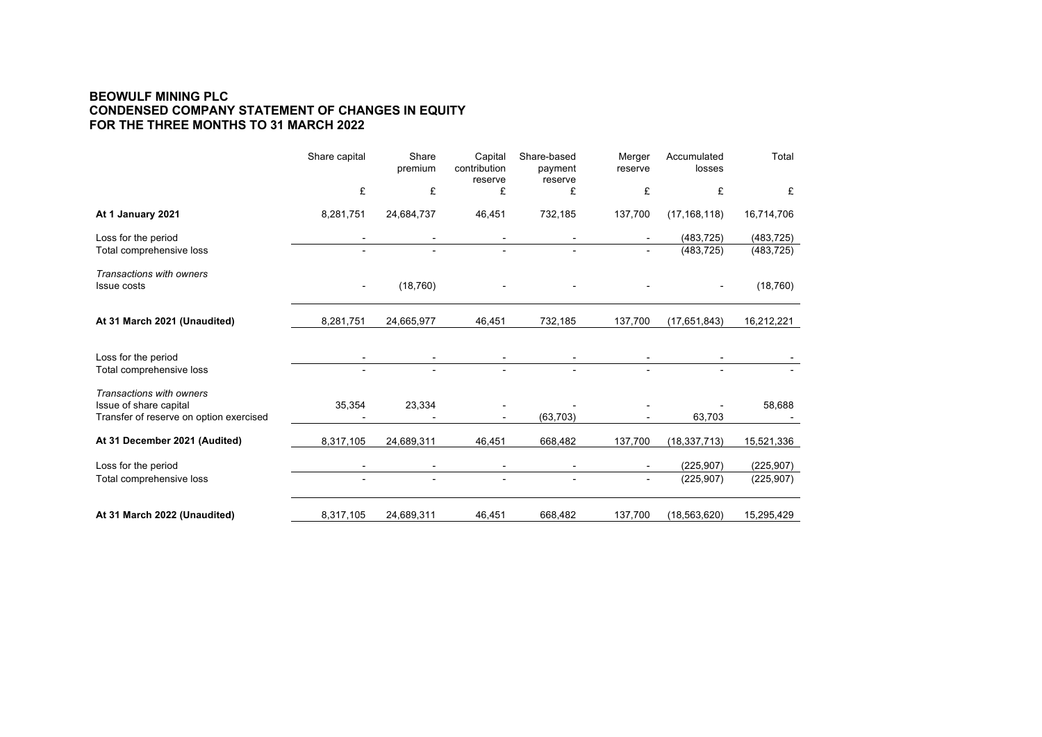**BEOWULF MINING PLC**
**CONDENSED COMPANY STATEMENT OF CHANGES IN EQUITY**
**FOR THE THREE MONTHS TO 31 MARCH 2022**

| | Share capital | Share premium | Capital contribution reserve | Share-based payment reserve | Merger reserve | Accumulated losses | Total |
|---|---|---|---|---|---|---|---|
| | £ | £ | £ | £ | £ | £ | £ |
| **At 1 January 2021** | 8,281,751 | 24,684,737 | 46,451 | 732,185 | 137,700 | (17,168,118) | 16,714,706 |
| Loss for the period | - | - | - | - | - | (483,725) | (483,725) |
| Total comprehensive loss | - | - | - | - | - | (483,725) | (483,725) |
| *Transactions with owners* | | | | | | | |
| Issue costs | - | (18,760) | - | - | - | - | (18,760) |
| **At 31 March 2021 (Unaudited)** | 8,281,751 | 24,665,977 | 46,451 | 732,185 | 137,700 | (17,651,843) | 16,212,221 |
| Loss for the period | - | - | - | - | - | - | - |
| Total comprehensive loss | - | - | - | - | - | - | - |
| *Transactions with owners* | | | | | | | |
| Issue of share capital | 35,354 | 23,334 | - | - | - | - | 58,688 |
| Transfer of reserve on option exercised | - | - | - | (63,703) | - | 63,703 | - |
| **At 31 December 2021 (Audited)** | 8,317,105 | 24,689,311 | 46,451 | 668,482 | 137,700 | (18,337,713) | 15,521,336 |
| Loss for the period | - | - | - | - | - | (225,907) | (225,907) |
| Total comprehensive loss | - | - | - | - | - | (225,907) | (225,907) |
| **At 31 March 2022 (Unaudited)** | 8,317,105 | 24,689,311 | 46,451 | 668,482 | 137,700 | (18,563,620) | 15,295,429 |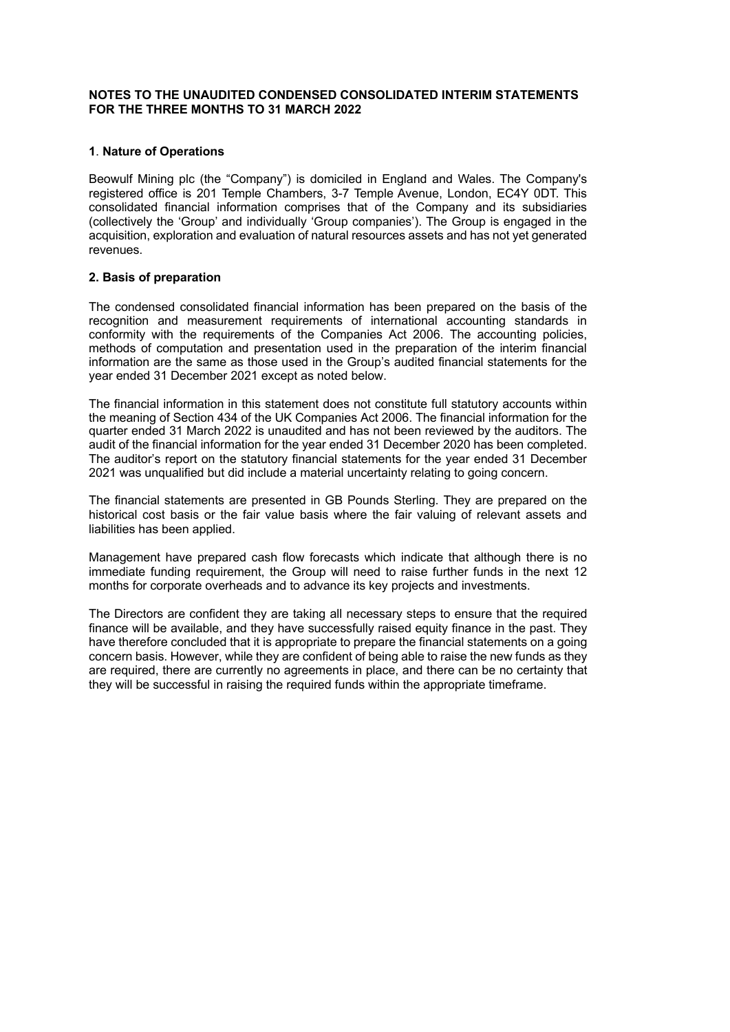**NOTES TO THE UNAUDITED CONDENSED CONSOLIDATED INTERIM STATEMENTS FOR THE THREE MONTHS TO 31 MARCH 2022**

**1**. **Nature of Operations**

Beowulf Mining plc (the "Company") is domiciled in England and Wales. The Company's registered office is 201 Temple Chambers, 3-7 Temple Avenue, London, EC4Y 0DT. This consolidated financial information comprises that of the Company and its subsidiaries (collectively the 'Group' and individually 'Group companies'). The Group is engaged in the acquisition, exploration and evaluation of natural resources assets and has not yet generated revenues.

**2. Basis of preparation**

The condensed consolidated financial information has been prepared on the basis of the recognition and measurement requirements of international accounting standards in conformity with the requirements of the Companies Act 2006. The accounting policies, methods of computation and presentation used in the preparation of the interim financial information are the same as those used in the Group's audited financial statements for the year ended 31 December 2021 except as noted below.

The financial information in this statement does not constitute full statutory accounts within the meaning of Section 434 of the UK Companies Act 2006. The financial information for the quarter ended 31 March 2022 is unaudited and has not been reviewed by the auditors. The audit of the financial information for the year ended 31 December 2020 has been completed. The auditor's report on the statutory financial statements for the year ended 31 December 2021 was unqualified but did include a material uncertainty relating to going concern.

The financial statements are presented in GB Pounds Sterling. They are prepared on the historical cost basis or the fair value basis where the fair valuing of relevant assets and liabilities has been applied.

Management have prepared cash flow forecasts which indicate that although there is no immediate funding requirement, the Group will need to raise further funds in the next 12 months for corporate overheads and to advance its key projects and investments.

The Directors are confident they are taking all necessary steps to ensure that the required finance will be available, and they have successfully raised equity finance in the past. They have therefore concluded that it is appropriate to prepare the financial statements on a going concern basis. However, while they are confident of being able to raise the new funds as they are required, there are currently no agreements in place, and there can be no certainty that they will be successful in raising the required funds within the appropriate timeframe.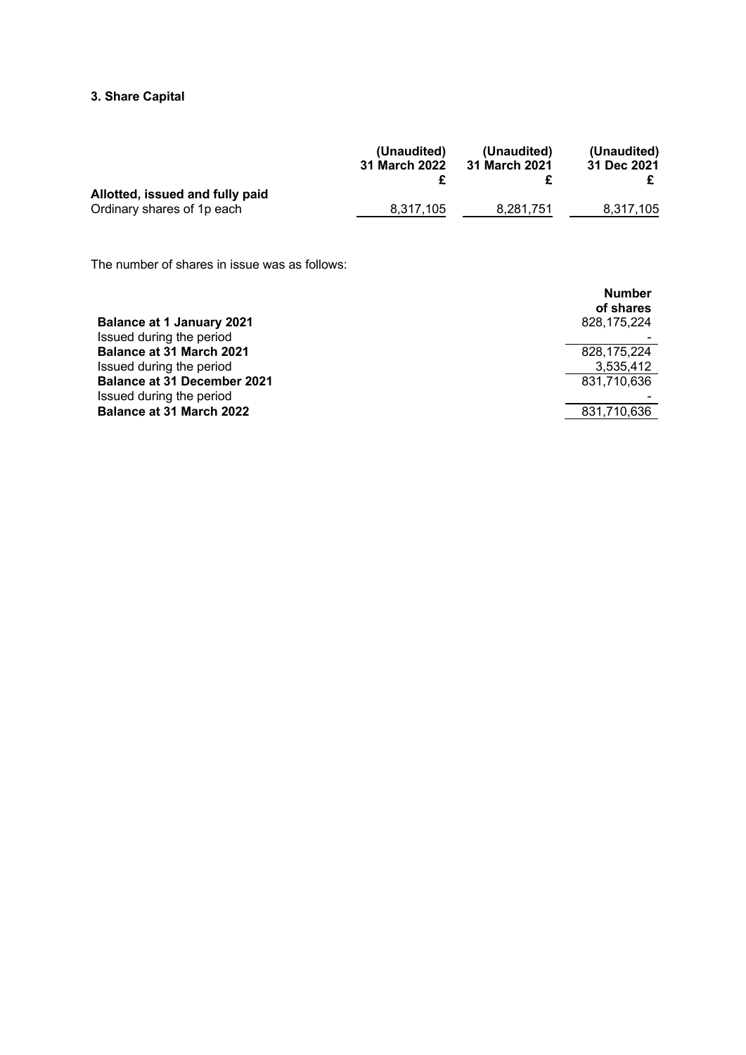### 3. Share Capital

| | (Unaudited) 31 March 2022 £ | (Unaudited) 31 March 2021 £ | (Unaudited) 31 Dec 2021 £ |
|---|---|---|---|
| **Allotted, issued and fully paid** | | | |
| Ordinary shares of 1p each | 8,317,105 | 8,281,751 | 8,317,105 |

The number of shares in issue was as follows:

| | Number of shares |
|---|---|
| **Balance at 1 January 2021** | 828,175,224 |
| Issued during the period | - |
| **Balance at 31 March 2021** | 828,175,224 |
| Issued during the period | 3,535,412 |
| **Balance at 31 December 2021** | 831,710,636 |
| Issued during the period | - |
| **Balance at 31 March 2022** | 831,710,636 |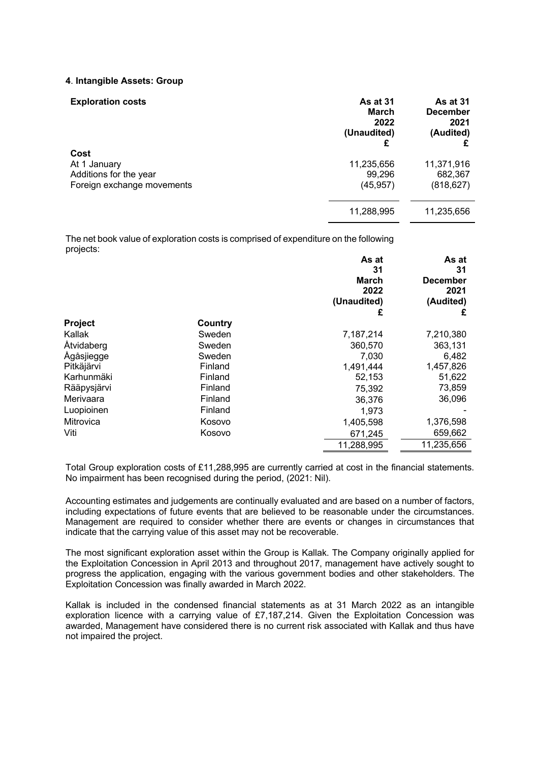#### 4. Intangible Assets: Group

| Exploration costs | As at 31 March 2022 (Unaudited) £ | As at 31 December 2021 (Audited) £ |
|---|---|---|
| **Cost** | | |
| At 1 January | 11,235,656 | 11,371,916 |
| Additions for the year | 99,296 | 682,367 |
| Foreign exchange movements | (45,957) | (818,627) |
| | 11,288,995 | 11,235,656 |

The net book value of exploration costs is comprised of expenditure on the following projects:

| Project | Country | As at 31 March 2022 (Unaudited) £ | As at 31 December 2021 (Audited) £ |
|---|---|---|---|
| Kallak | Sweden | 7,187,214 | 7,210,380 |
| Åtvidaberg | Sweden | 360,570 | 363,131 |
| Ågåsjiegge | Sweden | 7,030 | 6,482 |
| Pitkäjärvi | Finland | 1,491,444 | 1,457,826 |
| Karhunmäki | Finland | 52,153 | 51,622 |
| Rääpysjärvi | Finland | 75,392 | 73,859 |
| Merivaara | Finland | 36,376 | 36,096 |
| Luopioinen | Finland | 1,973 | - |
| Mitrovica | Kosovo | 1,405,598 | 1,376,598 |
| Viti | Kosovo | 671,245 | 659,662 |
| | | 11,288,995 | 11,235,656 |

Total Group exploration costs of £11,288,995 are currently carried at cost in the financial statements. No impairment has been recognised during the period, (2021: Nil).

Accounting estimates and judgements are continually evaluated and are based on a number of factors, including expectations of future events that are believed to be reasonable under the circumstances. Management are required to consider whether there are events or changes in circumstances that indicate that the carrying value of this asset may not be recoverable.

The most significant exploration asset within the Group is Kallak. The Company originally applied for the Exploitation Concession in April 2013 and throughout 2017, management have actively sought to progress the application, engaging with the various government bodies and other stakeholders. The Exploitation Concession was finally awarded in March 2022.

Kallak is included in the condensed financial statements as at 31 March 2022 as an intangible exploration licence with a carrying value of £7,187,214. Given the Exploitation Concession was awarded, Management have considered there is no current risk associated with Kallak and thus have not impaired the project.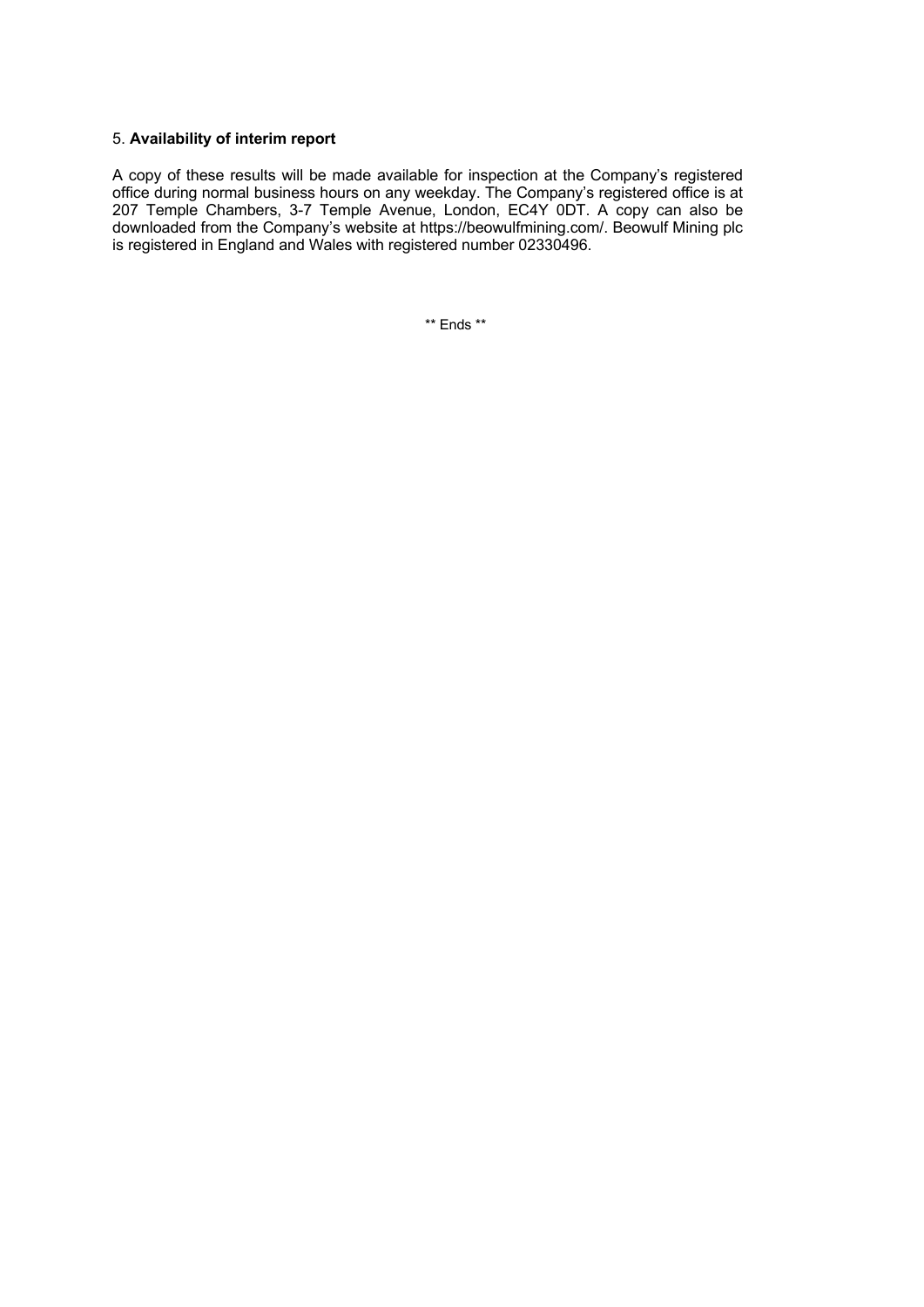5. **Availability of interim report**

A copy of these results will be made available for inspection at the Company's registered office during normal business hours on any weekday. The Company's registered office is at 207 Temple Chambers, 3-7 Temple Avenue, London, EC4Y 0DT. A copy can also be downloaded from the Company's website at https://beowulfmining.com/. Beowulf Mining plc is registered in England and Wales with registered number 02330496.

** Ends **